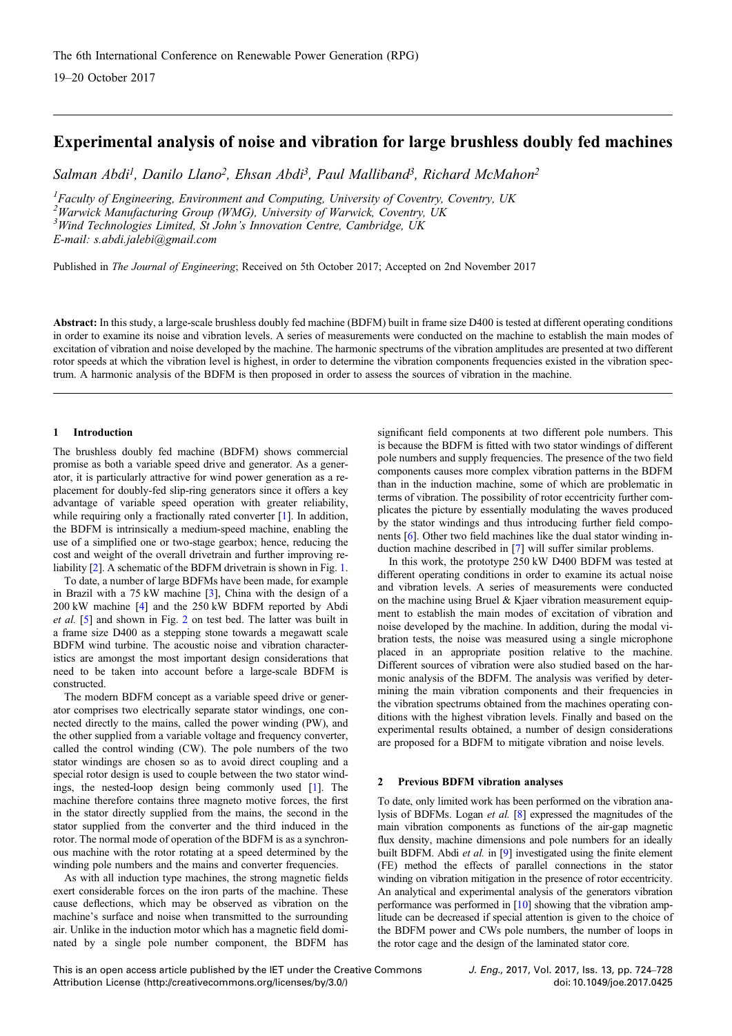The 6th International Conference on Renewable Power Generation (RPG)

19–20 October 2017

# Experimental analysis of noise and vibration for large brushless doubly fed machines

*Salman Abdi[1], Danilo Llano[2], Ehsan Abdi[3], Paul Malliband[3], Richard McMahon[2]*

[1]Faculty of Engineering, Environment and Computing, University of Coventry, Coventry, UK
[2]Warwick Manufacturing Group (WMG), University of Warwick, Coventry, UK
[3]Wind Technologies Limited, St John's Innovation Centre, Cambridge, UK
E-mail: s.abdi.jalebi@gmail.com

Published in *The Journal of Engineering*; Received on 5th October 2017; Accepted on 2nd November 2017

**Abstract:** In this study, a large-scale brushless doubly fed machine (BDFM) built in frame size D400 is tested at different operating conditions in order to examine its noise and vibration levels. A series of measurements were conducted on the machine to establish the main modes of excitation of vibration and noise developed by the machine. The harmonic spectrums of the vibration amplitudes are presented at two different rotor speeds at which the vibration level is highest, in order to determine the vibration components frequencies existed in the vibration spectrum. A harmonic analysis of the BDFM is then proposed in order to assess the sources of vibration in the machine.

## 1 Introduction

The brushless doubly fed machine (BDFM) shows commercial promise as both a variable speed drive and generator. As a generator, it is particularly attractive for wind power generation as a replacement for doubly-fed slip-ring generators since it offers a key advantage of variable speed operation with greater reliability, while requiring only a fractionally rated converter [1]. In addition, the BDFM is intrinsically a medium-speed machine, enabling the use of a simplified one or two-stage gearbox; hence, reducing the cost and weight of the overall drivetrain and further improving reliability [2]. A schematic of the BDFM drivetrain is shown in Fig. 1.

To date, a number of large BDFMs have been made, for example in Brazil with a 75 kW machine [3], China with the design of a 200 kW machine [4] and the 250 kW BDFM reported by Abdi *et al.* [5] and shown in Fig. 2 on test bed. The latter was built in a frame size D400 as a stepping stone towards a megawatt scale BDFM wind turbine. The acoustic noise and vibration characteristics are amongst the most important design considerations that need to be taken into account before a large-scale BDFM is constructed.

The modern BDFM concept as a variable speed drive or generator comprises two electrically separate stator windings, one connected directly to the mains, called the power winding (PW), and the other supplied from a variable voltage and frequency converter, called the control winding (CW). The pole numbers of the two stator windings are chosen so as to avoid direct coupling and a special rotor design is used to couple between the two stator windings, the nested-loop design being commonly used [1]. The machine therefore contains three magneto motive forces, the first in the stator directly supplied from the mains, the second in the stator supplied from the converter and the third induced in the rotor. The normal mode of operation of the BDFM is as a synchronous machine with the rotor rotating at a speed determined by the winding pole numbers and the mains and converter frequencies.

As with all induction type machines, the strong magnetic fields exert considerable forces on the iron parts of the machine. These cause deflections, which may be observed as vibration on the machine's surface and noise when transmitted to the surrounding air. Unlike in the induction motor which has a magnetic field dominated by a single pole number component, the BDFM has significant field components at two different pole numbers. This is because the BDFM is fitted with two stator windings of different pole numbers and supply frequencies. The presence of the two field components causes more complex vibration patterns in the BDFM than in the induction machine, some of which are problematic in terms of vibration. The possibility of rotor eccentricity further complicates the picture by essentially modulating the waves produced by the stator windings and thus introducing further field components [6]. Other two field machines like the dual stator winding induction machine described in [7] will suffer similar problems.

In this work, the prototype 250 kW D400 BDFM was tested at different operating conditions in order to examine its actual noise and vibration levels. A series of measurements were conducted on the machine using Bruel & Kjaer vibration measurement equipment to establish the main modes of excitation of vibration and noise developed by the machine. In addition, during the modal vibration tests, the noise was measured using a single microphone placed in an appropriate position relative to the machine. Different sources of vibration were also studied based on the harmonic analysis of the BDFM. The analysis was verified by determining the main vibration components and their frequencies in the vibration spectrums obtained from the machines operating conditions with the highest vibration levels. Finally and based on the experimental results obtained, a number of design considerations are proposed for a BDFM to mitigate vibration and noise levels.

## 2 Previous BDFM vibration analyses

To date, only limited work has been performed on the vibration analysis of BDFMs. Logan *et al.* [8] expressed the magnitudes of the main vibration components as functions of the air-gap magnetic flux density, machine dimensions and pole numbers for an ideally built BDFM. Abdi *et al.* in [9] investigated using the finite element (FE) method the effects of parallel connections in the stator winding on vibration mitigation in the presence of rotor eccentricity. An analytical and experimental analysis of the generators vibration performance was performed in [10] showing that the vibration amplitude can be decreased if special attention is given to the choice of the BDFM power and CWs pole numbers, the number of loops in the rotor cage and the design of the laminated stator core.

This is an open access article published by the IET under the Creative Commons Attribution License (http://creativecommons.org/licenses/by/3.0/)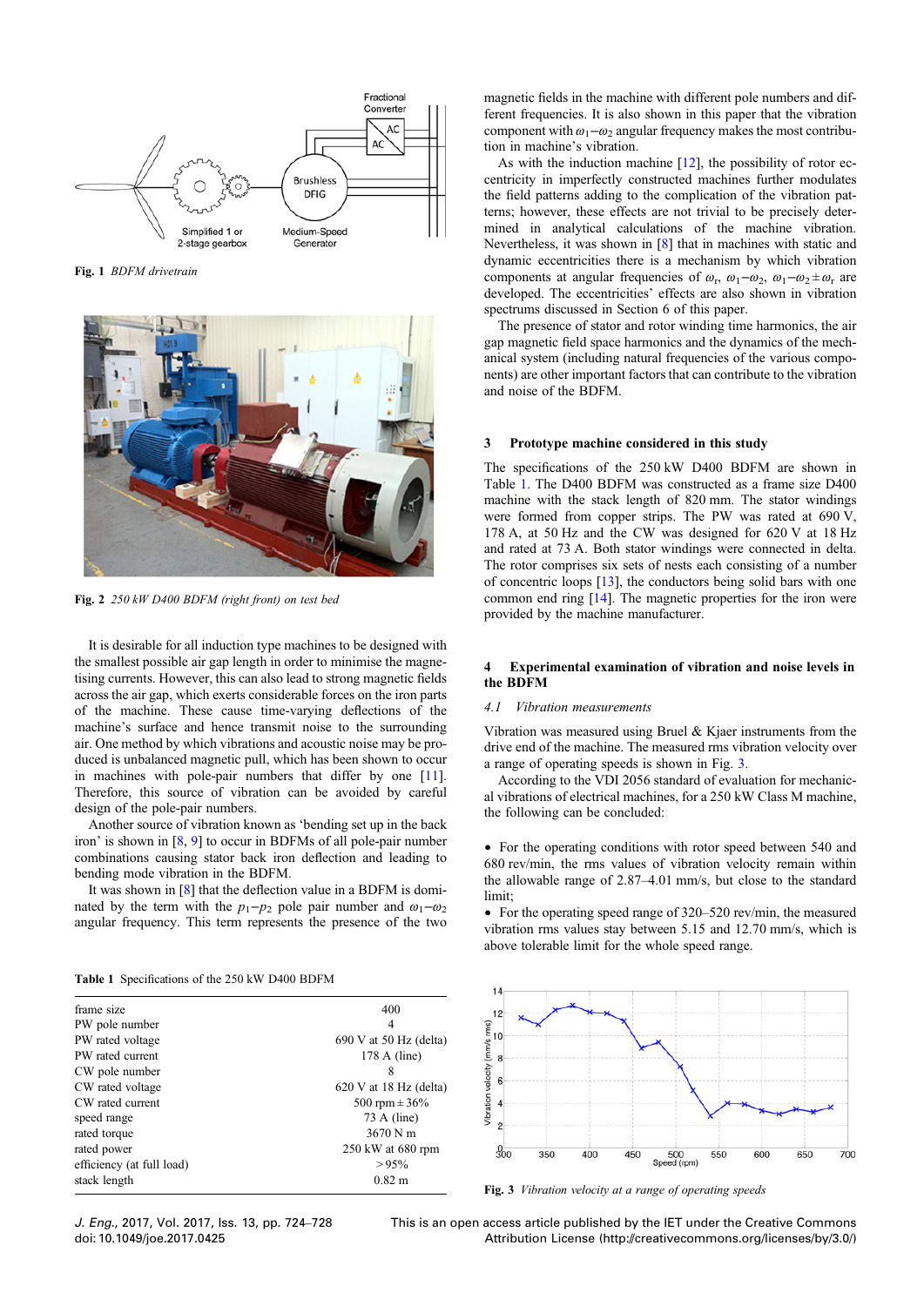Fig. 1 *BDFM drivetrain*

Fig. 2 *250 kW D400 BDFM (right front) on test bed*

It is desirable for all induction type machines to be designed with the smallest possible air gap length in order to minimise the magnetising currents. However, this can also lead to strong magnetic fields across the air gap, which exerts considerable forces on the iron parts of the machine. These cause time-varying deflections of the machine's surface and hence transmit noise to the surrounding air. One method by which vibrations and acoustic noise may be produced is unbalanced magnetic pull, which has been shown to occur in machines with pole-pair numbers that differ by one [11]. Therefore, this source of vibration can be avoided by careful design of the pole-pair numbers.

Another source of vibration known as 'bending set up in the back iron' is shown in [8, 9] to occur in BDFMs of all pole-pair number combinations causing stator back iron deflection and leading to bending mode vibration in the BDFM.

It was shown in [8] that the deflection value in a BDFM is dominated by the term with the $p_1$–$p_2$ pole pair number and $\omega_1$–$\omega_2$ angular frequency. This term represents the presence of the two magnetic fields in the machine with different pole numbers and different frequencies. It is also shown in this paper that the vibration component with $\omega_1$–$\omega_2$ angular frequency makes the most contribution in machine's vibration.

As with the induction machine [12], the possibility of rotor eccentricity in imperfectly constructed machines further modulates the field patterns adding to the complication of the vibration patterns; however, these effects are not trivial to be precisely determined in analytical calculations of the machine vibration. Nevertheless, it was shown in [8] that in machines with static and dynamic eccentricities there is a mechanism by which vibration components at angular frequencies of $\omega_r$, $\omega_1$–$\omega_2$, $\omega_1$–$\omega_2 \pm \omega_r$ are developed. The eccentricities' effects are also shown in vibration spectrums discussed in Section 6 of this paper.

The presence of stator and rotor winding time harmonics, the air gap magnetic field space harmonics and the dynamics of the mechanical system (including natural frequencies of the various components) are other important factors that can contribute to the vibration and noise of the BDFM.

## 3 Prototype machine considered in this study

The specifications of the 250 kW D400 BDFM are shown in Table 1. The D400 BDFM was constructed as a frame size D400 machine with the stack length of 820 mm. The stator windings were formed from copper strips. The PW was rated at 690 V, 178 A, at 50 Hz and the CW was designed for 620 V at 18 Hz and rated at 73 A. Both stator windings were connected in delta. The rotor comprises six sets of nests each consisting of a number of concentric loops [13], the conductors being solid bars with one common end ring [14]. The magnetic properties for the iron were provided by the machine manufacturer.

Table 1 Specifications of the 250 kW D400 BDFM

| | |
|---|---|
| frame size | 400 |
| PW pole number | 4 |
| PW rated voltage | 690 V at 50 Hz (delta) |
| PW rated current | 178 A (line) |
| CW pole number | 8 |
| CW rated voltage | 620 V at 18 Hz (delta) |
| CW rated current | 500 rpm ± 36% |
| speed range | 73 A (line) |
| rated torque | 3670 N m |
| rated power | 250 kW at 680 rpm |
| efficiency (at full load) | >95% |
| stack length | 0.82 m |

## 4 Experimental examination of vibration and noise levels in the BDFM

### *4.1 Vibration measurements*

Vibration was measured using Bruel & Kjaer instruments from the drive end of the machine. The measured rms vibration velocity over a range of operating speeds is shown in Fig. 3.

According to the VDI 2056 standard of evaluation for mechanical vibrations of electrical machines, for a 250 kW Class M machine, the following can be concluded:

- For the operating conditions with rotor speed between 540 and 680 rev/min, the rms values of vibration velocity remain within the allowable range of 2.87–4.01 mm/s, but close to the standard limit;
- For the operating speed range of 320–520 rev/min, the measured vibration rms values stay between 5.15 and 12.70 mm/s, which is above tolerable limit for the whole speed range.

Fig. 3 *Vibration velocity at a range of operating speeds*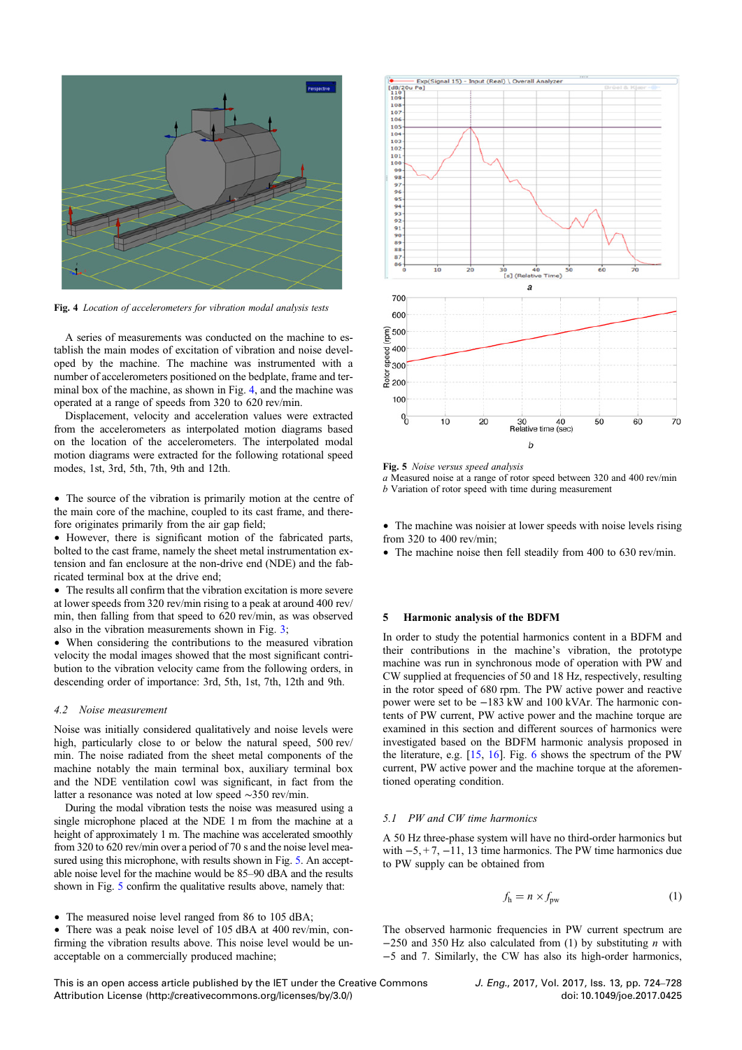**Fig. 4** *Location of accelerometers for vibration modal analysis tests*

A series of measurements was conducted on the machine to establish the main modes of excitation of vibration and noise developed by the machine. The machine was instrumented with a number of accelerometers positioned on the bedplate, frame and terminal box of the machine, as shown in Fig. 4, and the machine was operated at a range of speeds from 320 to 620 rev/min.

Displacement, velocity and acceleration values were extracted from the accelerometers as interpolated motion diagrams based on the location of the accelerometers. The interpolated modal motion diagrams were extracted for the following rotational speed modes, 1st, 3rd, 5th, 7th, 9th and 12th.

- The source of the vibration is primarily motion at the centre of the main core of the machine, coupled to its cast frame, and therefore originates primarily from the air gap field;
- However, there is significant motion of the fabricated parts, bolted to the cast frame, namely the sheet metal instrumentation extension and fan enclosure at the non-drive end (NDE) and the fabricated terminal box at the drive end;
- The results all confirm that the vibration excitation is more severe at lower speeds from 320 rev/min rising to a peak at around 400 rev/min, then falling from that speed to 620 rev/min, as was observed also in the vibration measurements shown in Fig. 3;
- When considering the contributions to the measured vibration velocity the modal images showed that the most significant contribution to the vibration velocity came from the following orders, in descending order of importance: 3rd, 5th, 1st, 7th, 12th and 9th.

### *4.2 Noise measurement*

Noise was initially considered qualitatively and noise levels were high, particularly close to or below the natural speed, 500 rev/min. The noise radiated from the sheet metal components of the machine notably the main terminal box, auxiliary terminal box and the NDE ventilation cowl was significant, in fact from the latter a resonance was noted at low speed ~350 rev/min.

During the modal vibration tests the noise was measured using a single microphone placed at the NDE 1 m from the machine at a height of approximately 1 m. The machine was accelerated smoothly from 320 to 620 rev/min over a period of 70 s and the noise level measured using this microphone, with results shown in Fig. 5. An acceptable noise level for the machine would be 85–90 dBA and the results shown in Fig. 5 confirm the qualitative results above, namely that:

- The measured noise level ranged from 86 to 105 dBA;
- There was a peak noise level of 105 dBA at 400 rev/min, confirming the vibration results above. This noise level would be unacceptable on a commercially produced machine;

**Fig. 5** *Noise versus speed analysis*
*a* Measured noise at a range of rotor speed between 320 and 400 rev/min
*b* Variation of rotor speed with time during measurement

- The machine was noisier at lower speeds with noise levels rising from 320 to 400 rev/min;
- The machine noise then fell steadily from 400 to 630 rev/min.

## 5 Harmonic analysis of the BDFM

In order to study the potential harmonics content in a BDFM and their contributions in the machine's vibration, the prototype machine was run in synchronous mode of operation with PW and CW supplied at frequencies of 50 and 18 Hz, respectively, resulting in the rotor speed of 680 rpm. The PW active power and reactive power were set to be −183 kW and 100 kVAr. The harmonic contents of PW current, PW active power and the machine torque are examined in this section and different sources of harmonics were investigated based on the BDFM harmonic analysis proposed in the literature, e.g. [15, 16]. Fig. 6 shows the spectrum of the PW current, PW active power and the machine torque at the aforementioned operating condition.

### *5.1 PW and CW time harmonics*

A 50 Hz three-phase system will have no third-order harmonics but with −5, +7, −11, 13 time harmonics. The PW time harmonics due to PW supply can be obtained from

$$f_h = n \times f_{pw} \tag{1}$$

The observed harmonic frequencies in PW current spectrum are −250 and 350 Hz also calculated from (1) by substituting $n$ with −5 and 7. Similarly, the CW has also its high-order harmonics,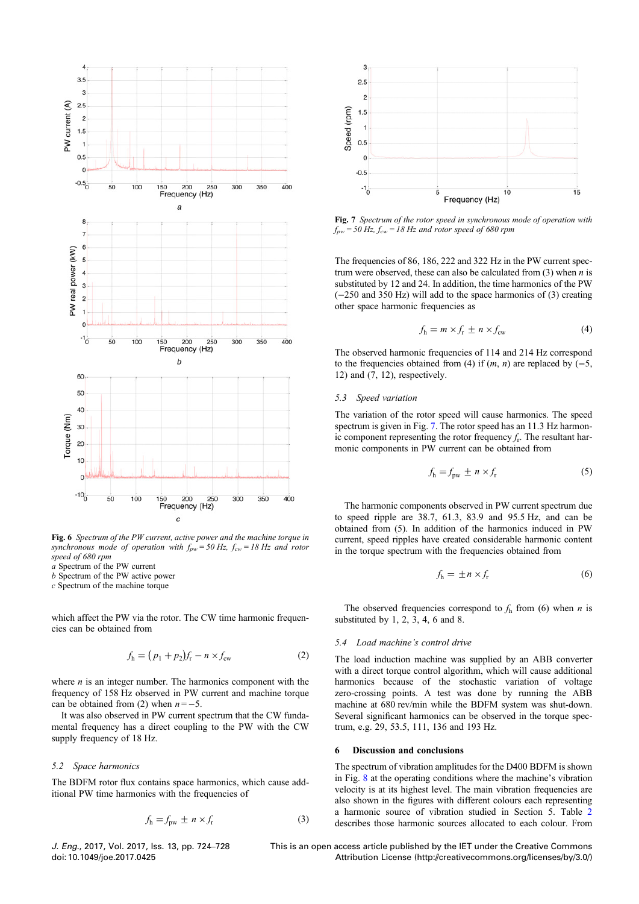Fig. 6 *Spectrum of the PW current, active power and the machine torque in synchronous mode of operation with $f_{pw} = 50$ Hz, $f_{cw} = 18$ Hz and rotor speed of 680 rpm*
*a* Spectrum of the PW current
*b* Spectrum of the PW active power
*c* Spectrum of the machine torque

which affect the PW via the rotor. The CW time harmonic frequencies can be obtained from

$$f_h = (p_1 + p_2)f_r - n \times f_{cw} \tag{2}$$

where $n$ is an integer number. The harmonics component with the frequency of 158 Hz observed in PW current and machine torque can be obtained from (2) when $n = -5$.

It was also observed in PW current spectrum that the CW fundamental frequency has a direct coupling to the PW with the CW supply frequency of 18 Hz.

### 5.2 Space harmonics

The BDFM rotor flux contains space harmonics, which cause additional PW time harmonics with the frequencies of

$$f_h = f_{pw} \pm n \times f_r \tag{3}$$

Fig. 7 *Spectrum of the rotor speed in synchronous mode of operation with $f_{pw} = 50$ Hz, $f_{cw} = 18$ Hz and rotor speed of 680 rpm*

The frequencies of 86, 186, 222 and 322 Hz in the PW current spectrum were observed, these can also be calculated from (3) when $n$ is substituted by 12 and 24. In addition, the time harmonics of the PW (−250 and 350 Hz) will add to the space harmonics of (3) creating other space harmonic frequencies as

$$f_h = m \times f_r \pm n \times f_{cw} \tag{4}$$

The observed harmonic frequencies of 114 and 214 Hz correspond to the frequencies obtained from (4) if $(m, n)$ are replaced by (−5, 12) and (7, 12), respectively.

### 5.3 Speed variation

The variation of the rotor speed will cause harmonics. The speed spectrum is given in Fig. 7. The rotor speed has an 11.3 Hz harmonic component representing the rotor frequency $f_r$. The resultant harmonic components in PW current can be obtained from

$$f_h = f_{pw} \pm n \times f_r \tag{5}$$

The harmonic components observed in PW current spectrum due to speed ripple are 38.7, 61.3, 83.9 and 95.5 Hz, and can be obtained from (5). In addition of the harmonics induced in PW current, speed ripples have created considerable harmonic content in the torque spectrum with the frequencies obtained from

$$f_h = \pm n \times f_r \tag{6}$$

The observed frequencies correspond to $f_h$ from (6) when $n$ is substituted by 1, 2, 3, 4, 6 and 8.

### 5.4 Load machine's control drive

The load induction machine was supplied by an ABB converter with a direct torque control algorithm, which will cause additional harmonics because of the stochastic variation of voltage zero-crossing points. A test was done by running the ABB machine at 680 rev/min while the BDFM system was shut-down. Several significant harmonics can be observed in the torque spectrum, e.g. 29, 53.5, 111, 136 and 193 Hz.

## 6 Discussion and conclusions

The spectrum of vibration amplitudes for the D400 BDFM is shown in Fig. 8 at the operating conditions where the machine's vibration velocity is at its highest level. The main vibration frequencies are also shown in the figures with different colours each representing a harmonic source of vibration studied in Section 5. Table 2 describes those harmonic sources allocated to each colour. From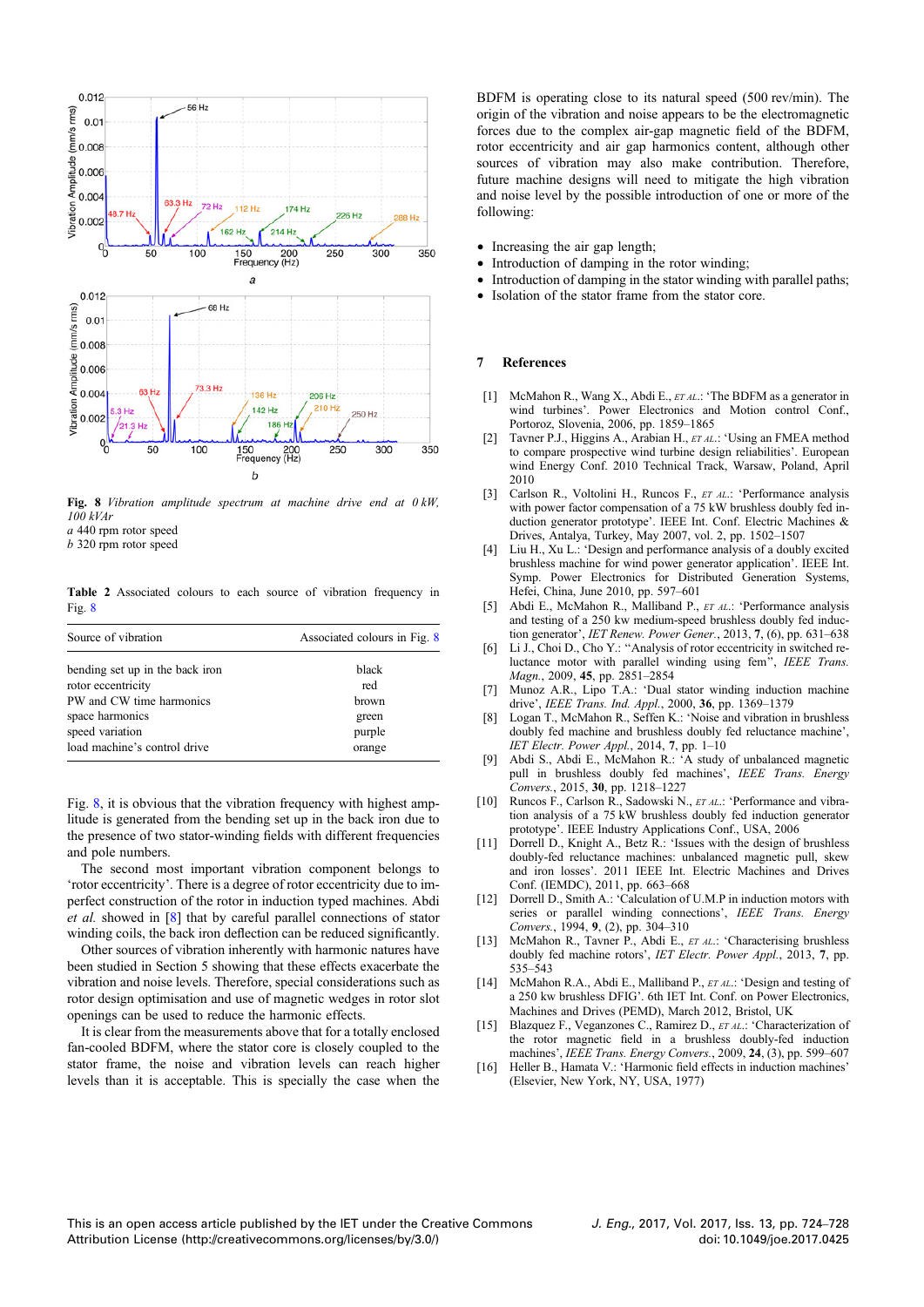0.012
0.01
0.008
0.006
0.004
0.002
0
Vibration Amplitude (mm/s rms)
56 Hz
48.7 Hz
63.3 Hz
72 Hz
112 Hz
162 Hz
174 Hz
214 Hz
226 Hz
288 Hz
0 50 100 150 200 250 300 350
Frequency (Hz)
*a*

0.012
0.01
0.008
0.006
0.004
0.002
0
Vibration Amplitude (mm/s rms)
66 Hz
63 Hz
5.3 Hz
21.3 Hz
73.3 Hz
136 Hz
142 Hz
186 Hz
206 Hz
210 Hz
250 Hz
0 50 100 150 200 250 300 350
Frequency (Hz)
*b*

**Fig. 8** *Vibration amplitude spectrum at machine drive end at 0 kW, 100 kVAr*
*a* 440 rpm rotor speed
*b* 320 rpm rotor speed

**Table 2** Associated colours to each source of vibration frequency in Fig. 8

| Source of vibration | Associated colours in Fig. 8 |
|---|---|
| bending set up in the back iron | black |
| rotor eccentricity | red |
| PW and CW time harmonics | brown |
| space harmonics | green |
| speed variation | purple |
| load machine's control drive | orange |

Fig. 8, it is obvious that the vibration frequency with highest amplitude is generated from the bending set up in the back iron due to the presence of two stator-winding fields with different frequencies and pole numbers.

The second most important vibration component belongs to 'rotor eccentricity'. There is a degree of rotor eccentricity due to imperfect construction of the rotor in induction typed machines. Abdi *et al.* showed in [8] that by careful parallel connections of stator winding coils, the back iron deflection can be reduced significantly.

Other sources of vibration inherently with harmonic natures have been studied in Section 5 showing that these effects exacerbate the vibration and noise levels. Therefore, special considerations such as rotor design optimisation and use of magnetic wedges in rotor slot openings can be used to reduce the harmonic effects.

It is clear from the measurements above that for a totally enclosed fan-cooled BDFM, where the stator core is closely coupled to the stator frame, the noise and vibration levels can reach higher levels than it is acceptable. This is specially the case when the BDFM is operating close to its natural speed (500 rev/min). The origin of the vibration and noise appears to be the electromagnetic forces due to the complex air-gap magnetic field of the BDFM, rotor eccentricity and air gap harmonics content, although other sources of vibration may also make contribution. Therefore, future machine designs will need to mitigate the high vibration and noise level by the possible introduction of one or more of the following:

- Increasing the air gap length;
- Introduction of damping in the rotor winding;
- Introduction of damping in the stator winding with parallel paths;
- Isolation of the stator frame from the stator core.

## 7 References

[1] McMahon R., Wang X., Abdi E., *ET AL.*: 'The BDFM as a generator in wind turbines'. Power Electronics and Motion control Conf., Portoroz, Slovenia, 2006, pp. 1859–1865

[2] Tavner P.J., Higgins A., Arabian H., *ET AL.*: 'Using an FMEA method to compare prospective wind turbine design reliabilities'. European wind Energy Conf. 2010 Technical Track, Warsaw, Poland, April 2010

[3] Carlson R., Voltolini H., Runcos F., *ET AL.*: 'Performance analysis with power factor compensation of a 75 kW brushless doubly fed induction generator prototype'. IEEE Int. Conf. Electric Machines & Drives, Antalya, Turkey, May 2007, vol. 2, pp. 1502–1507

[4] Liu H., Xu L.: 'Design and performance analysis of a doubly excited brushless machine for wind power generator application'. IEEE Int. Symp. Power Electronics for Distributed Generation Systems, Hefei, China, June 2010, pp. 597–601

[5] Abdi E., McMahon R., Malliband P., *ET AL.*: 'Performance analysis and testing of a 250 kw medium-speed brushless doubly fed induction generator', *IET Renew. Power Gener.*, 2013, **7**, (6), pp. 631–638

[6] Li J., Choi D., Cho Y.: "Analysis of rotor eccentricity in switched reluctance motor with parallel winding using fem", *IEEE Trans. Magn.*, 2009, **45**, pp. 2851–2854

[7] Munoz A.R., Lipo T.A.: 'Dual stator winding induction machine drive', *IEEE Trans. Ind. Appl.*, 2000, **36**, pp. 1369–1379

[8] Logan T., McMahon R., Seffen K.: 'Noise and vibration in brushless doubly fed machine and brushless doubly fed reluctance machine', *IET Electr. Power Appl.*, 2014, **7**, pp. 1–10

[9] Abdi S., Abdi E., McMahon R.: 'A study of unbalanced magnetic pull in brushless doubly fed machines', *IEEE Trans. Energy Convers.*, 2015, **30**, pp. 1218–1227

[10] Runcos F., Carlson R., Sadowski N., *ET AL.*: 'Performance and vibration analysis of a 75 kW brushless doubly fed induction generator prototype'. IEEE Industry Applications Conf., USA, 2006

[11] Dorrell D., Knight A., Betz R.: 'Issues with the design of brushless doubly-fed reluctance machines: unbalanced magnetic pull, skew and iron losses'. 2011 IEEE Int. Electric Machines and Drives Conf. (IEMDC), 2011, pp. 663–668

[12] Dorrell D., Smith A.: 'Calculation of U.M.P in induction motors with series or parallel winding connections', *IEEE Trans. Energy Convers.*, 1994, **9**, (2), pp. 304–310

[13] McMahon R., Tavner P., Abdi E., *ET AL.*: 'Characterising brushless doubly fed machine rotors', *IET Electr. Power Appl.*, 2013, **7**, pp. 535–543

[14] McMahon R.A., Abdi E., Malliband P., *ET AL.*: 'Design and testing of a 250 kw brushless DFIG'. 6th IET Int. Conf. on Power Electronics, Machines and Drives (PEMD), March 2012, Bristol, UK

[15] Blazquez F., Veganzones C., Ramirez D., *ET AL.*: 'Characterization of the rotor magnetic field in a brushless doubly-fed induction machines', *IEEE Trans. Energy Convers.*, 2009, **24**, (3), pp. 599–607

[16] Heller B., Hamata V.: 'Harmonic field effects in induction machines' (Elsevier, New York, NY, USA, 1977)

This is an open access article published by the IET under the Creative Commons Attribution License (http://creativecommons.org/licenses/by/3.0/)